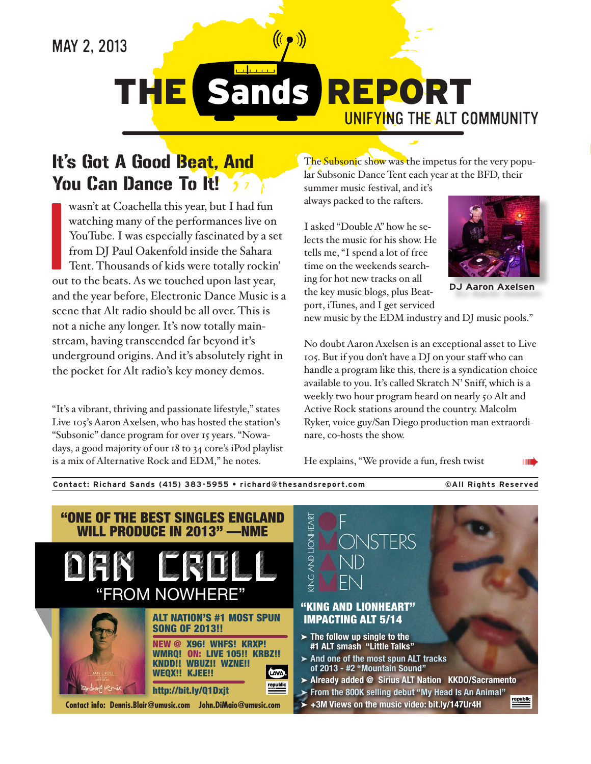MAY 2, 2013

# THE Sands REPORT

UNIFYING THE ALT COMMUNITY

## It's Got A Good Beat, And You Can Dance To It!

I wasn't at Coachella this year, but I had fun watching many of the performances live on YouTube. I was especially fascinated by a set from DJ Paul Oakenfold inside the Sahara Tent. Thousands of kids were totally rockin' out to the beats. As we touched upon last year, and the year before, Electronic Dance Music is a scene that Alt radio should be all over. This is not a niche any longer. It's now totally mainstream, having transcended far beyond it's underground origins. And it's absolutely right in the pocket for Alt radio's key money demos.

"It's a vibrant, thriving and passionate lifestyle," states Live 105's Aaron Axelsen, who has hosted the station's "Subsonic" dance program for over 15 years. "Nowadays, a good majority of our 18 to 34 core's iPod playlist is a mix of Alternative Rock and EDM," he notes.

The Subsonic show was the impetus for the very popular Subsonic Dance Tent each year at the BFD, their summer music festival, and it's always packed to the rafters.

I asked "Double A" how he selects the music for his show. He tells me, "I spend a lot of free time on the weekends searching for hot new tracks on all the key music blogs, plus Beatport, iTunes, and I get serviced new music by the EDM industry and DJ music pools."

DJ Aaron Axelsen

No doubt Aaron Axelsen is an exceptional asset to Live 105. But if you don't have a DJ on your staff who can handle a program like this, there is a syndication choice available to you. It's called Skratch N' Sniff, which is a weekly two hour program heard on nearly 50 Alt and Active Rock stations around the country. Malcolm Ryker, voice guy/San Diego production man extraordinare, co-hosts the show.

He explains, "We provide a fun, fresh twist

Contact: Richard Sands (415) 383-5955 • richard@thesandsreport.com ©All Rights Reserved

---

"ONE OF THE BEST SINGLES ENGLAND WILL PRODUCE IN 2013" —NME

**DAN CROLL**
"FROM NOWHERE"

ALT NATION'S #1 MOST SPUN SONG OF 2013!!

NEW @ X96! WHFS! KRXP! WMRQ! ON: LIVE 105!! KRBZ!! KNDD!! WBUZ!! WZNE!! WEQX!! KJEE!!

http://bit.ly/Q1Dxjt

Contact info: Dennis.Blair@umusic.com John.DiMaio@umusic.com

---

KING AND LIONHEART — OF MONSTERS AND MEN

"KING AND LIONHEART" IMPACTING ALT 5/14

- The follow up single to the #1 ALT smash "Little Talks"
- And one of the most spun ALT tracks of 2013 - #2 "Mountain Sound"
- Already added @ Sirius ALT Nation KKDO/Sacramento
- From the 800K selling debut "My Head Is An Animal"
- +3M Views on the music video: bit.ly/147Ur4H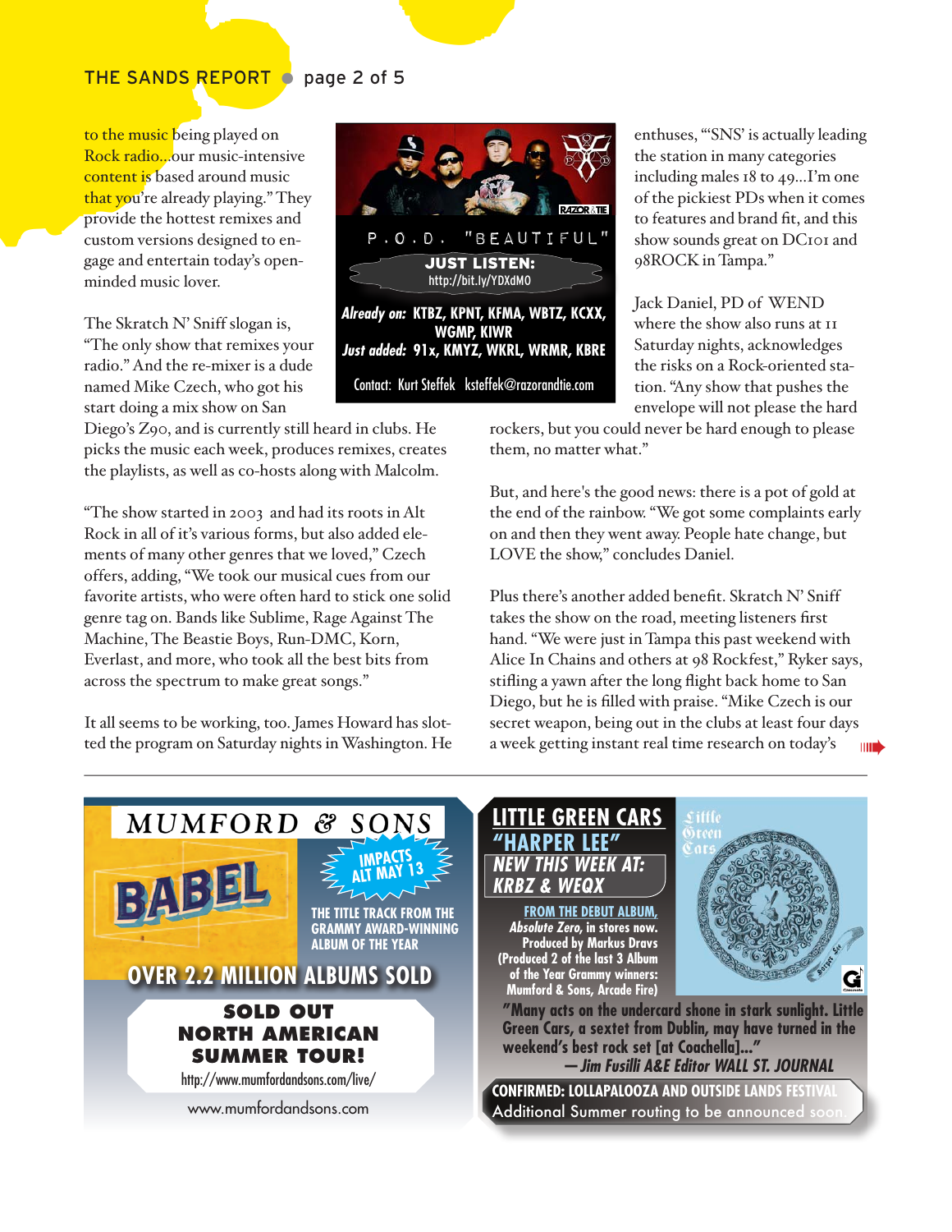to the music being played on Rock radio...our music-intensive content is based around music that you're already playing." They provide the hottest remixes and custom versions designed to engage and entertain today's open-minded music lover.

The Skratch N' Sniff slogan is, "The only show that remixes your radio." And the re-mixer is a dude named Mike Czech, who got his start doing a mix show on San Diego's Z90, and is currently still heard in clubs. He picks the music each week, produces remixes, creates the playlists, as well as co-hosts along with Malcolm.

"The show started in 2003 and had its roots in Alt Rock in all of it's various forms, but also added elements of many other genres that we loved," Czech offers, adding, "We took our musical cues from our favorite artists, who were often hard to stick one solid genre tag on. Bands like Sublime, Rage Against The Machine, The Beastie Boys, Run-DMC, Korn, Everlast, and more, who took all the best bits from across the spectrum to make great songs."

It all seems to be working, too. James Howard has slotted the program on Saturday nights in Washington. He enthuses, "'SNS' is actually leading the station in many categories including males 18 to 49...I'm one of the pickiest PDs when it comes to features and brand fit, and this show sounds great on DC101 and 98ROCK in Tampa."

Jack Daniel, PD of WEND where the show also runs at 11 Saturday nights, acknowledges the risks on a Rock-oriented station. "Any show that pushes the envelope will not please the hard rockers, but you could never be hard enough to please them, no matter what."

But, and here's the good news: there is a pot of gold at the end of the rainbow. "We got some complaints early on and then they went away. People hate change, but LOVE the show," concludes Daniel.

Plus there's another added benefit. Skratch N' Sniff takes the show on the road, meeting listeners first hand. "We were just in Tampa this past weekend with Alice In Chains and others at 98 Rockfest," Ryker says, stifling a yawn after the long flight back home to San Diego, but he is filled with praise. "Mike Czech is our secret weapon, being out in the clubs at least four days a week getting instant real time research on today's

---

P.O.D. "BEAUTIFUL"

**JUST LISTEN:** http://bit.ly/YDXdMO

***Already on:*** **KTBZ, KPNT, KFMA, WBTZ, KCXX, WGMP, KIWR**
***Just added:*** **91x, KMYZ, WKRL, WRMR, KBRE**

Contact: Kurt Steffek ksteffek@razorandtie.com

---

**MUMFORD & SONS**

**BABEL**

**IMPACTS ALT MAY 13**

**THE TITLE TRACK FROM THE GRAMMY AWARD-WINNING ALBUM OF THE YEAR**

**OVER 2.2 MILLION ALBUMS SOLD**

**SOLD OUT NORTH AMERICAN SUMMER TOUR!**

http://www.mumfordandsons.com/live/

www.mumfordandsons.com

---

**LITTLE GREEN CARS "HARPER LEE"**

***NEW THIS WEEK AT: KRBZ & WEQX***

**FROM THE DEBUT ALBUM, *Absolute Zero*, in stores now. Produced by Markus Dravs (Produced 2 of the last 3 Album of the Year Grammy winners: Mumford & Sons, Arcade Fire)**

**"Many acts on the undercard shone in stark sunlight. Little Green Cars, a sextet from Dublin, may have turned in the weekend's best rock set [at Coachella]..."** ***— Jim Fusilli A&E Editor WALL ST. JOURNAL***

**CONFIRMED: LOLLAPALOOZA AND OUTSIDE LANDS FESTIVAL**
Additional Summer routing to be announced soon.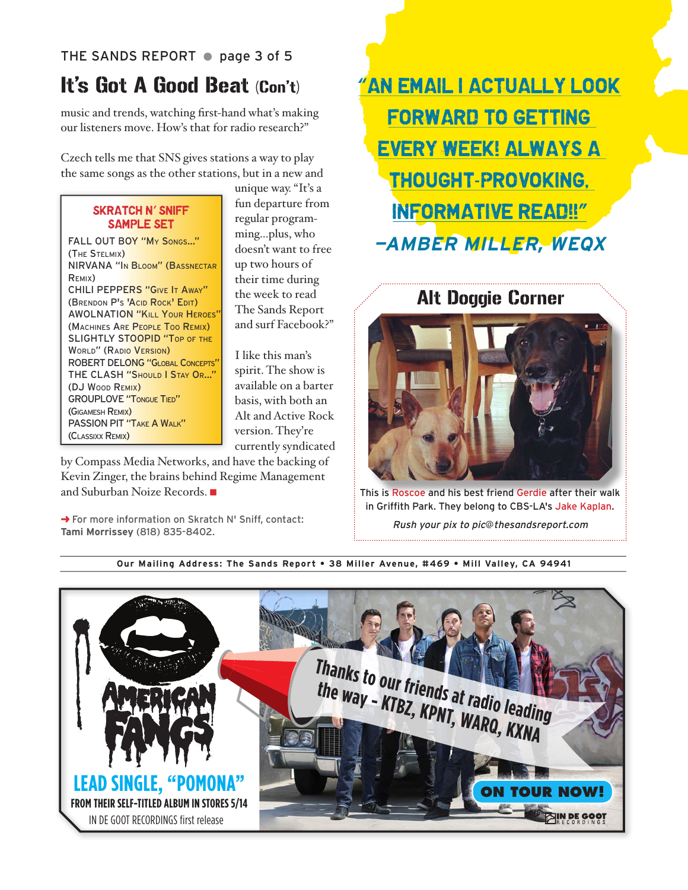## It's Got A Good Beat (Con't)

music and trends, watching first-hand what's making our listeners move. How's that for radio research?"

Czech tells me that SNS gives stations a way to play the same songs as the other stations, but in a new and unique way. "It's a fun departure from regular programming...plus, who doesn't want to free up two hours of their time during the week to read The Sands Report and surf Facebook?"

> **SKRATCH N' SNIFF SAMPLE SET**
>
> FALL OUT BOY "My Songs..." (The Stelmix)
> NIRVANA "In Bloom" (Bassnectar Remix)
> CHILI PEPPERS "Give It Away" (Brendon P's 'Acid Rock' Edit)
> AWOLNATION "Kill Your Heroes" (Machines Are People Too Remix)
> SLIGHTLY STOOPID "Top of the World" (Radio Version)
> ROBERT DELONG "Global Concepts"
> THE CLASH "Should I Stay Or..." (DJ Wood Remix)
> GROUPLOVE "Tongue Tied" (Gigamesh Remix)
> PASSION PIT "Take A Walk" (Classixx Remix)

I like this man's spirit. The show is available on a barter basis, with both an Alt and Active Rock version. They're currently syndicated by Compass Media Networks, and have the backing of Kevin Zinger, the brains behind Regime Management and Suburban Noize Records. ■

➜ For more information on Skratch N' Sniff, contact: **Tami Morrissey** (818) 835-8402.

**"AN EMAIL I ACTUALLY LOOK FORWARD TO GETTING EVERY WEEK! ALWAYS A THOUGHT-PROVOKING, INFORMATIVE READ!!"**
***–AMBER MILLER, WEQX***

### Alt Doggie Corner

This is Roscoe and his best friend Gerdie after their walk in Griffith Park. They belong to CBS-LA's Jake Kaplan.

*Rush your pix to pic@thesandsreport.com*

**Our Mailing Address: The Sands Report • 38 Miller Avenue, #469 • Mill Valley, CA 94941**

AMERICAN FANGS

LEAD SINGLE, "POMONA"
FROM THEIR SELF-TITLED ALBUM IN STORES 5/14
IN DE GOOT RECORDINGS first release

Thanks to our friends at radio leading the way – KTBZ, KPNT, WARQ, KXNA

ON TOUR NOW!

IN DE GOOT RECORDINGS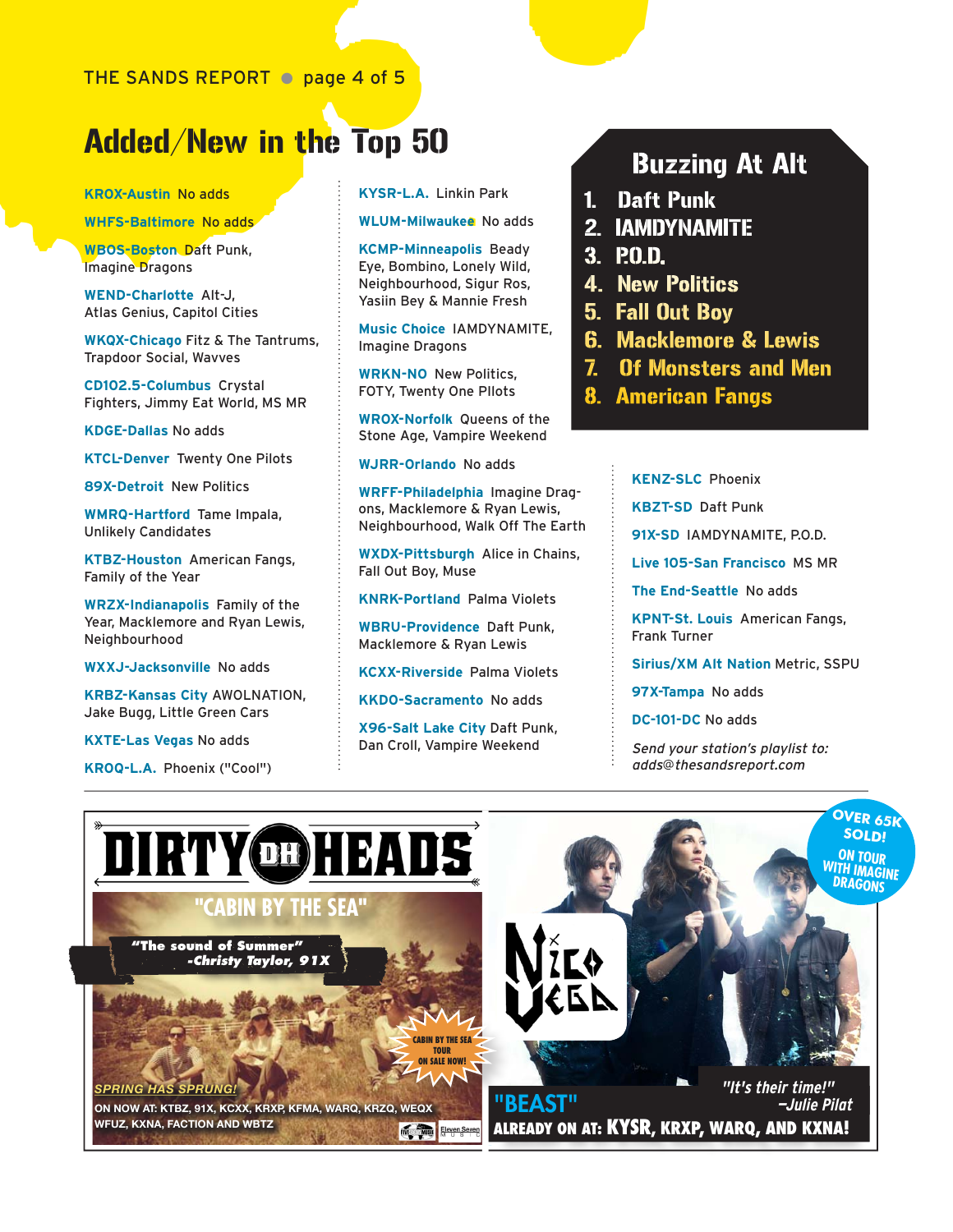## Added/New in the Top 50

**KROX-Austin** No adds

**WHFS-Baltimore** No adds

**WBOS-Boston** Daft Punk, Imagine Dragons

**WEND-Charlotte** Alt-J, Atlas Genius, Capitol Cities

**WKQX-Chicago** Fitz & The Tantrums, Trapdoor Social, Wavves

**CD102.5-Columbus** Crystal Fighters, Jimmy Eat World, MS MR

**KDGE-Dallas** No adds

**KTCL-Denver** Twenty One Pilots

**89X-Detroit** New Politics

**WMRQ-Hartford** Tame Impala, Unlikely Candidates

**KTBZ-Houston** American Fangs, Family of the Year

**WRZX-Indianapolis** Family of the Year, Macklemore and Ryan Lewis, Neighbourhood

**WXXJ-Jacksonville** No adds

**KRBZ-Kansas City** AWOLNATION, Jake Bugg, Little Green Cars

**KXTE-Las Vegas** No adds

**KROQ-L.A.** Phoenix ("Cool")

**KYSR-L.A.** Linkin Park

**WLUM-Milwaukee** No adds

**KCMP-Minneapolis** Beady Eye, Bombino, Lonely Wild, Neighbourhood, Sigur Ros, Yasiin Bey & Mannie Fresh

**Music Choice** IAMDYNAMITE, Imagine Dragons

**WRKN-NO** New Politics, FOTY, Twenty One Pllots

**WROX-Norfolk** Queens of the Stone Age, Vampire Weekend

**WJRR-Orlando** No adds

**WRFF-Philadelphia** Imagine Dragons, Macklemore & Ryan Lewis, Neighbourhood, Walk Off The Earth

**WXDX-Pittsburgh** Alice in Chains, Fall Out Boy, Muse

**KNRK-Portland** Palma Violets

**WBRU-Providence** Daft Punk, Macklemore & Ryan Lewis

**KCXX-Riverside** Palma Violets

**KKDO-Sacramento** No adds

**X96-Salt Lake City** Daft Punk, Dan Croll, Vampire Weekend

## Buzzing At Alt

1. Daft Punk
2. IAMDYNAMITE
3. P.O.D.
4. New Politics
5. Fall Out Boy
6. Macklemore & Lewis
7. Of Monsters and Men
8. American Fangs

**KENZ-SLC** Phoenix

**KBZT-SD** Daft Punk

**91X-SD** IAMDYNAMITE, P.O.D.

**Live 105-San Francisco** MS MR

**The End-Seattle** No adds

**KPNT-St. Louis** American Fangs, Frank Turner

**Sirius/XM Alt Nation** Metric, SSPU

**97X-Tampa** No adds

**DC-101-DC** No adds

*Send your station's playlist to: adds@thesandsreport.com*

---

**DIRTY HEADS**

**"CABIN BY THE SEA"**

*"The sound of Summer" -Christy Taylor, 91X*

CABIN BY THE SEA TOUR ON SALE NOW!

*SPRING HAS SPRUNG!*

ON NOW AT: KTBZ, 91X, KCXX, KRXP, KFMA, WARQ, KRZQ, WEQX WFUZ, KXNA, FACTION AND WBTZ

---

OVER 65K SOLD! ON TOUR WITH IMAGINE DRAGONS

**NICO VEGA**

*"It's their time!" –Julie Pilat*

**"BEAST"**

**ALREADY ON AT: KYSR, KRXP, WARQ, AND KXNA!**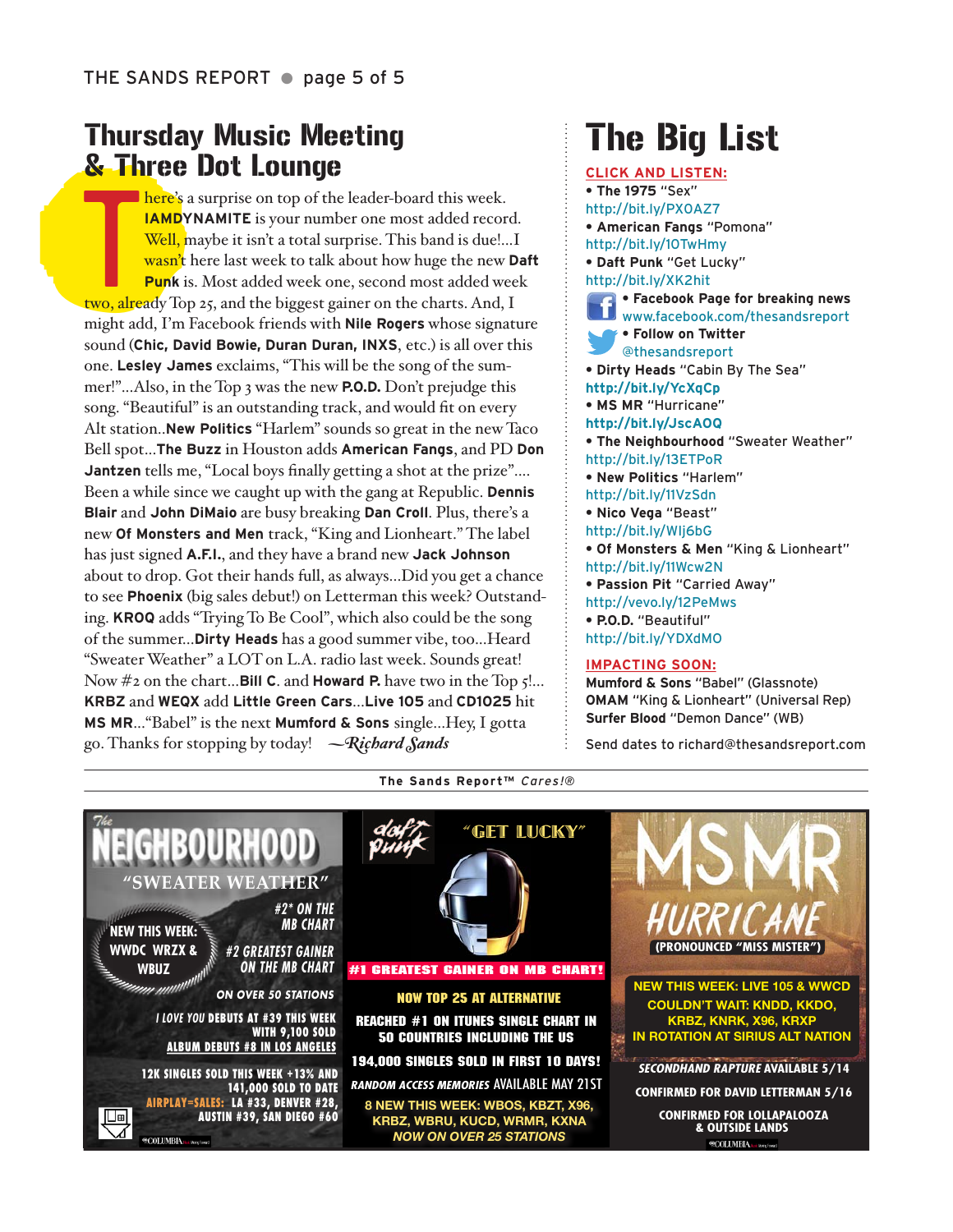## Thursday Music Meeting & Three Dot Lounge

There's a surprise on top of the leader-board this week. **IAMDYNAMITE** is your number one most added record. Well, maybe it isn't a total surprise. This band is due!...I wasn't here last week to talk about how huge the new **Daft Punk** is. Most added week one, second most added week two, already Top 25, and the biggest gainer on the charts. And, I might add, I'm Facebook friends with **Nile Rogers** whose signature sound (**Chic, David Bowie, Duran Duran, INXS**, etc.) is all over this one. **Lesley James** exclaims, "This will be the song of the summer!"...Also, in the Top 3 was the new **P.O.D.** Don't prejudge this song. "Beautiful" is an outstanding track, and would fit on every Alt station..**New Politics** "Harlem" sounds so great in the new Taco Bell spot...**The Buzz** in Houston adds **American Fangs**, and PD **Don Jantzen** tells me, "Local boys finally getting a shot at the prize".... Been a while since we caught up with the gang at Republic. **Dennis Blair** and **John DiMaio** are busy breaking **Dan Croll**. Plus, there's a new **Of Monsters and Men** track, "King and Lionheart." The label has just signed **A.F.I.**, and they have a brand new **Jack Johnson** about to drop. Got their hands full, as always...Did you get a chance to see **Phoenix** (big sales debut!) on Letterman this week? Outstanding. **KROQ** adds "Trying To Be Cool", which also could be the song of the summer...**Dirty Heads** has a good summer vibe, too...Heard "Sweater Weather" a LOT on L.A. radio last week. Sounds great! Now #2 on the chart...**Bill C.** and **Howard P.** have two in the Top 5!... **KRBZ** and **WEQX** add **Little Green Cars**...**Live 105** and **CD1025** hit **MS MR**..."Babel" is the next **Mumford & Sons** single...Hey, I gotta go. Thanks for stopping by today! *—Richard Sands*

## The Big List

**CLICK AND LISTEN:**

- **The 1975** "Sex"
  http://bit.ly/PXOAZ7
- **American Fangs** "Pomona"
  http://bit.ly/10TwHmy
- **Daft Punk** "Get Lucky"
  http://bit.ly/XK2hit
- **Facebook Page for breaking news**
  www.facebook.com/thesandsreport
- **Follow on Twitter**
  @thesandsreport
- **Dirty Heads** "Cabin By The Sea"
  **http://bit.ly/YcXqCp**
- **MS MR** "Hurricane"
  **http://bit.ly/JscAOQ**
- **The Neighbourhood** "Sweater Weather"
  http://bit.ly/13ETPoR
- **New Politics** "Harlem"
  http://bit.ly/11VzSdn
- **Nico Vega** "Beast"
  http://bit.ly/WIj6bG
- **Of Monsters & Men** "King & Lionheart"
  http://bit.ly/11Wcw2N
- **Passion Pit** "Carried Away"
  http://vevo.ly/12PeMws
- **P.O.D.** "Beautiful"
  http://bit.ly/YDXdMO

**IMPACTING SOON:**

**Mumford & Sons** "Babel" (Glassnote)
**OMAM** "King & Lionheart" (Universal Rep)
**Surfer Blood** "Demon Dance" (WB)

Send dates to richard@thesandsreport.com

The Sands Report™ *Cares!®*

The NEIGHBOURHOOD
"SWEATER WEATHER"
#2* ON THE MB CHART
NEW THIS WEEK: WWDC WRZX & WBUZ
#2 GREATEST GAINER ON THE MB CHART
ON OVER 50 STATIONS
*I LOVE YOU* DEBUTS AT #39 THIS WEEK WITH 9,100 SOLD
ALBUM DEBUTS #8 IN LOS ANGELES
12K SINGLES SOLD THIS WEEK +13% AND 141,000 SOLD TO DATE
AIRPLAY=SALES: LA #33, DENVER #28, AUSTIN #39, SAN DIEGO #60

daft punk
"GET LUCKY"
#1 GREATEST GAINER ON MB CHART!
NOW TOP 25 AT ALTERNATIVE
REACHED #1 ON ITUNES SINGLE CHART IN 50 COUNTRIES INCLUDING THE US
194,000 SINGLES SOLD IN FIRST 10 DAYS!
*RANDOM ACCESS MEMORIES* AVAILABLE MAY 21ST
8 NEW THIS WEEK: WBOS, KBZT, X96, KRBZ, WBRU, KUCD, WRMR, KXNA
*NOW ON OVER 25 STATIONS*

MSMR
HURRICANE
(PRONOUNCED "MISS MISTER")
NEW THIS WEEK: LIVE 105 & WWCD
COULDN'T WAIT: KNDD, KKDO, KRBZ, KNRK, X96, KRXP
IN ROTATION AT SIRIUS ALT NATION
*SECONDHAND RAPTURE* AVAILABLE 5/14
CONFIRMED FOR DAVID LETTERMAN 5/16
CONFIRMED FOR LOLLAPALOOZA & OUTSIDE LANDS